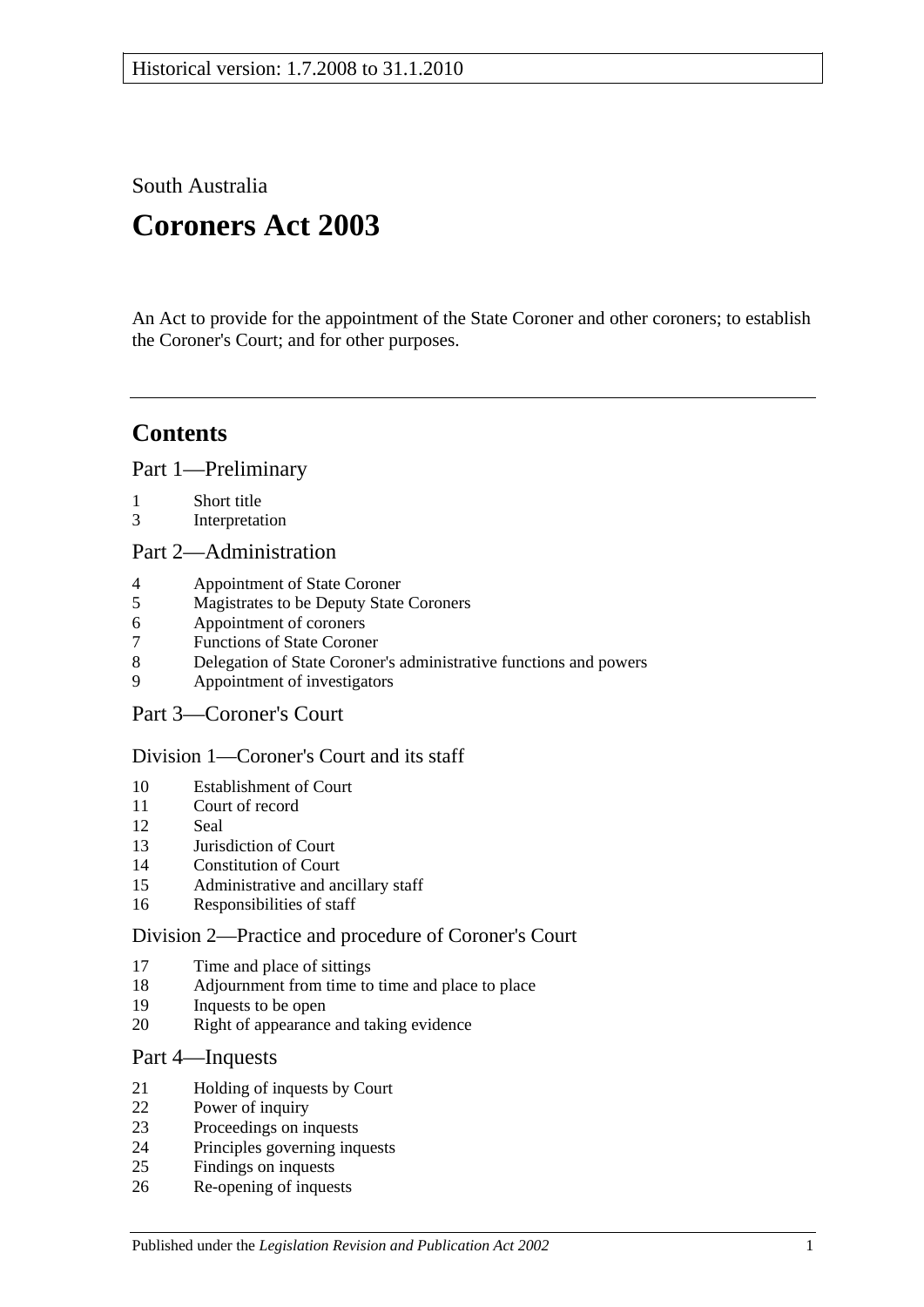Historical version: 1.7.2008 to 31.1.2010

South Australia

# Coroners Act 2003

An Act to provide for the appointment of the State Coroner and other coroners; to establish the Coroner's Court; and for other purposes.

## Contents

### Part 1—Preliminary

1 Short title
3 Interpretation

### Part 2—Administration

4 Appointment of State Coroner
5 Magistrates to be Deputy State Coroners
6 Appointment of coroners
7 Functions of State Coroner
8 Delegation of State Coroner's administrative functions and powers
9 Appointment of investigators

### Part 3—Coroner's Court

#### Division 1—Coroner's Court and its staff

10 Establishment of Court
11 Court of record
12 Seal
13 Jurisdiction of Court
14 Constitution of Court
15 Administrative and ancillary staff
16 Responsibilities of staff

#### Division 2—Practice and procedure of Coroner's Court

17 Time and place of sittings
18 Adjournment from time to time and place to place
19 Inquests to be open
20 Right of appearance and taking evidence

### Part 4—Inquests

21 Holding of inquests by Court
22 Power of inquiry
23 Proceedings on inquests
24 Principles governing inquests
25 Findings on inquests
26 Re-opening of inquests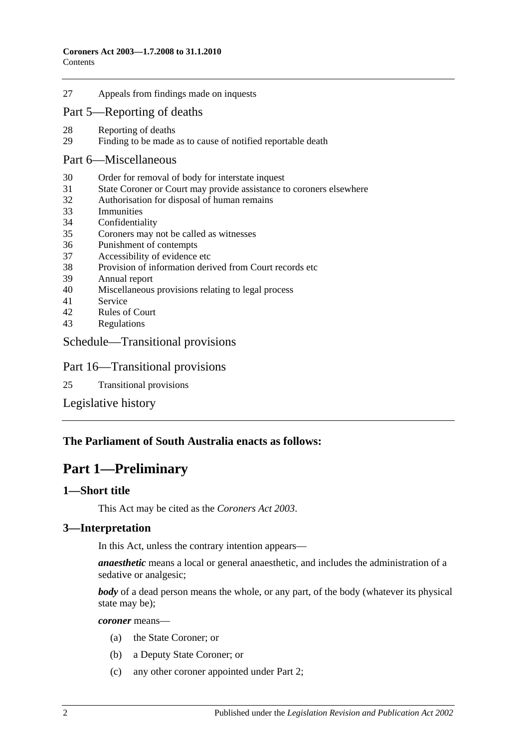27 Appeals from findings made on inquests

## Part 5—Reporting of deaths

28 Reporting of deaths
29 Finding to be made as to cause of notified reportable death

## Part 6—Miscellaneous

30 Order for removal of body for interstate inquest
31 State Coroner or Court may provide assistance to coroners elsewhere
32 Authorisation for disposal of human remains
33 Immunities
34 Confidentiality
35 Coroners may not be called as witnesses
36 Punishment of contempts
37 Accessibility of evidence etc
38 Provision of information derived from Court records etc
39 Annual report
40 Miscellaneous provisions relating to legal process
41 Service
42 Rules of Court
43 Regulations

## Schedule—Transitional provisions

## Part 16—Transitional provisions

25 Transitional provisions

## Legislative history

**The Parliament of South Australia enacts as follows:**

# Part 1—Preliminary

### 1—Short title

This Act may be cited as the *Coroners Act 2003*.

### 3—Interpretation

In this Act, unless the contrary intention appears—

***anaesthetic*** means a local or general anaesthetic, and includes the administration of a sedative or analgesic;

***body*** of a dead person means the whole, or any part, of the body (whatever its physical state may be);

***coroner*** means—

(a) the State Coroner; or

(b) a Deputy State Coroner; or

(c) any other coroner appointed under Part 2;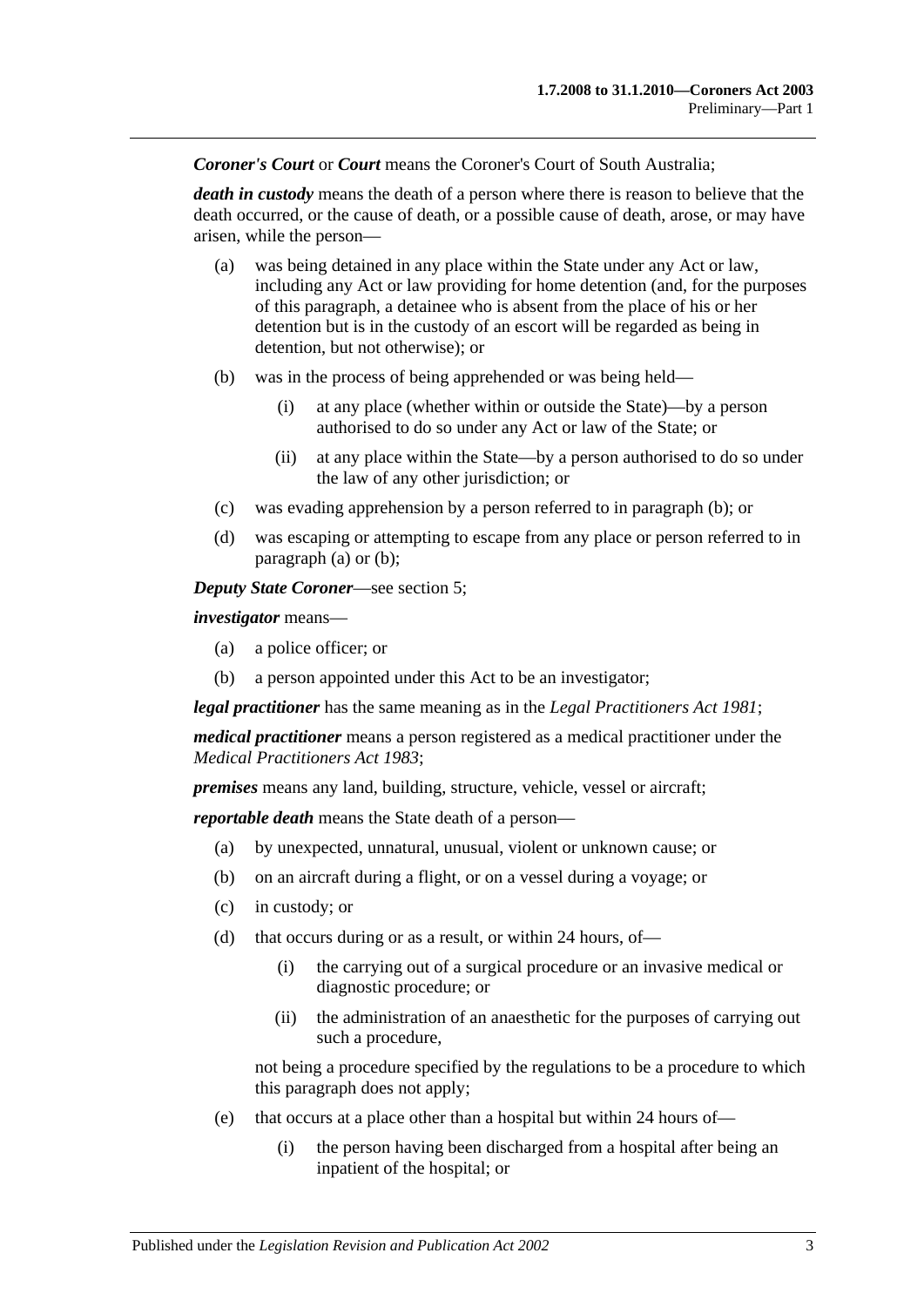***Coroner's Court*** or ***Court*** means the Coroner's Court of South Australia;

***death in custody*** means the death of a person where there is reason to believe that the death occurred, or the cause of death, or a possible cause of death, arose, or may have arisen, while the person—

(a) was being detained in any place within the State under any Act or law, including any Act or law providing for home detention (and, for the purposes of this paragraph, a detainee who is absent from the place of his or her detention but is in the custody of an escort will be regarded as being in detention, but not otherwise); or

(b) was in the process of being apprehended or was being held—

(i) at any place (whether within or outside the State)—by a person authorised to do so under any Act or law of the State; or

(ii) at any place within the State—by a person authorised to do so under the law of any other jurisdiction; or

(c) was evading apprehension by a person referred to in paragraph (b); or

(d) was escaping or attempting to escape from any place or person referred to in paragraph (a) or (b);

***Deputy State Coroner***—see section 5;

***investigator*** means—

(a) a police officer; or

(b) a person appointed under this Act to be an investigator;

***legal practitioner*** has the same meaning as in the *Legal Practitioners Act 1981*;

***medical practitioner*** means a person registered as a medical practitioner under the *Medical Practitioners Act 1983*;

***premises*** means any land, building, structure, vehicle, vessel or aircraft;

***reportable death*** means the State death of a person—

(a) by unexpected, unnatural, unusual, violent or unknown cause; or

(b) on an aircraft during a flight, or on a vessel during a voyage; or

(c) in custody; or

(d) that occurs during or as a result, or within 24 hours, of—

(i) the carrying out of a surgical procedure or an invasive medical or diagnostic procedure; or

(ii) the administration of an anaesthetic for the purposes of carrying out such a procedure,

not being a procedure specified by the regulations to be a procedure to which this paragraph does not apply;

(e) that occurs at a place other than a hospital but within 24 hours of—

(i) the person having been discharged from a hospital after being an inpatient of the hospital; or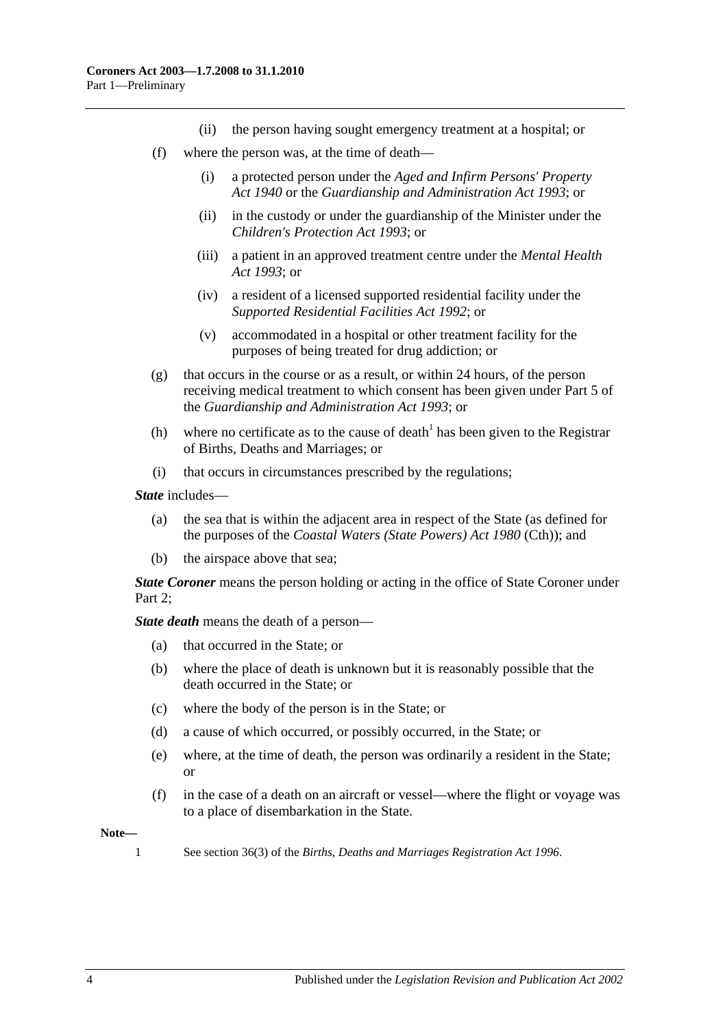(ii) the person having sought emergency treatment at a hospital; or

(f) where the person was, at the time of death—

(i) a protected person under the *Aged and Infirm Persons' Property Act 1940* or the *Guardianship and Administration Act 1993*; or

(ii) in the custody or under the guardianship of the Minister under the *Children's Protection Act 1993*; or

(iii) a patient in an approved treatment centre under the *Mental Health Act 1993*; or

(iv) a resident of a licensed supported residential facility under the *Supported Residential Facilities Act 1992*; or

(v) accommodated in a hospital or other treatment facility for the purposes of being treated for drug addiction; or

(g) that occurs in the course or as a result, or within 24 hours, of the person receiving medical treatment to which consent has been given under Part 5 of the *Guardianship and Administration Act 1993*; or

(h) where no certificate as to the cause of death[1] has been given to the Registrar of Births, Deaths and Marriages; or

(i) that occurs in circumstances prescribed by the regulations;

***State*** includes—

(a) the sea that is within the adjacent area in respect of the State (as defined for the purposes of the *Coastal Waters (State Powers) Act 1980* (Cth)); and

(b) the airspace above that sea;

***State Coroner*** means the person holding or acting in the office of State Coroner under Part 2;

***State death*** means the death of a person—

(a) that occurred in the State; or

(b) where the place of death is unknown but it is reasonably possible that the death occurred in the State; or

(c) where the body of the person is in the State; or

(d) a cause of which occurred, or possibly occurred, in the State; or

(e) where, at the time of death, the person was ordinarily a resident in the State; or

(f) in the case of a death on an aircraft or vessel—where the flight or voyage was to a place of disembarkation in the State.

**Note—**

1 See section 36(3) of the *Births, Deaths and Marriages Registration Act 1996*.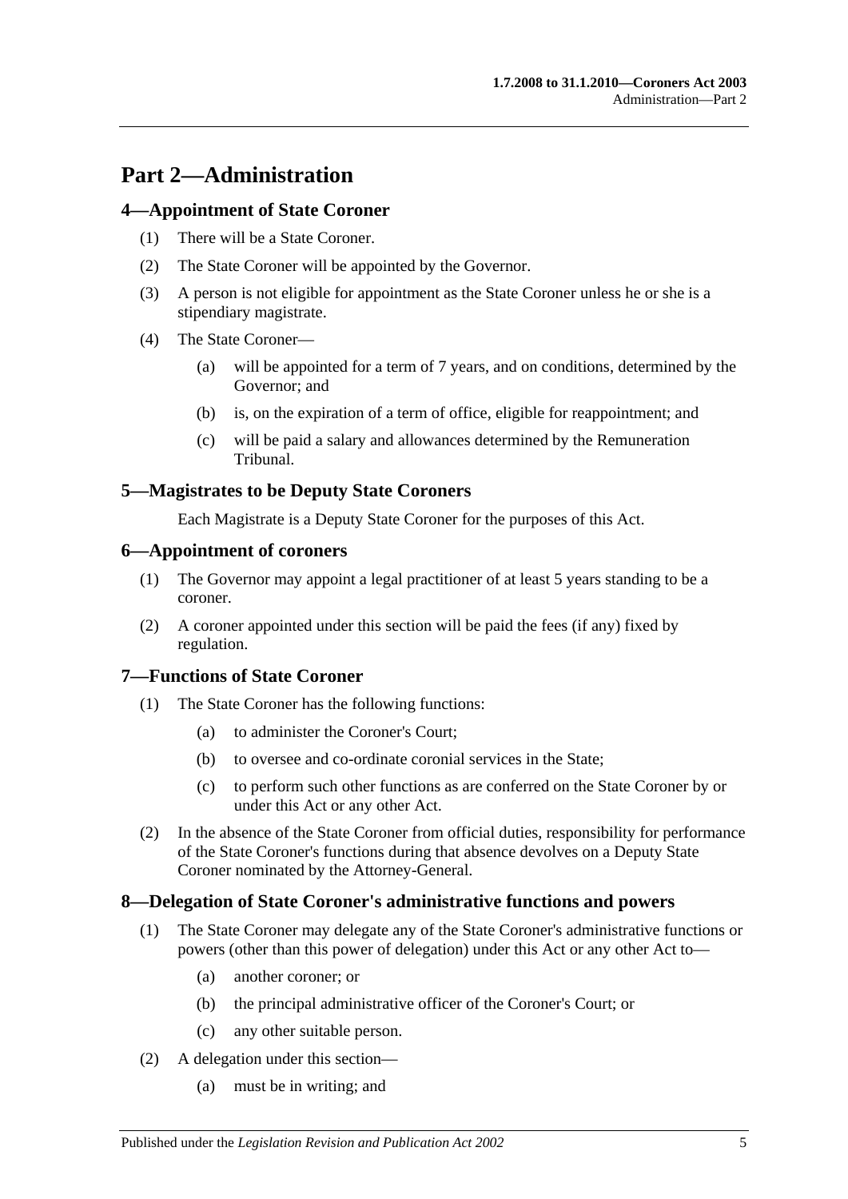# Part 2—Administration

## 4—Appointment of State Coroner

(1) There will be a State Coroner.

(2) The State Coroner will be appointed by the Governor.

(3) A person is not eligible for appointment as the State Coroner unless he or she is a stipendiary magistrate.

(4) The State Coroner—

(a) will be appointed for a term of 7 years, and on conditions, determined by the Governor; and

(b) is, on the expiration of a term of office, eligible for reappointment; and

(c) will be paid a salary and allowances determined by the Remuneration Tribunal.

## 5—Magistrates to be Deputy State Coroners

Each Magistrate is a Deputy State Coroner for the purposes of this Act.

## 6—Appointment of coroners

(1) The Governor may appoint a legal practitioner of at least 5 years standing to be a coroner.

(2) A coroner appointed under this section will be paid the fees (if any) fixed by regulation.

## 7—Functions of State Coroner

(1) The State Coroner has the following functions:

(a) to administer the Coroner's Court;

(b) to oversee and co-ordinate coronial services in the State;

(c) to perform such other functions as are conferred on the State Coroner by or under this Act or any other Act.

(2) In the absence of the State Coroner from official duties, responsibility for performance of the State Coroner's functions during that absence devolves on a Deputy State Coroner nominated by the Attorney-General.

## 8—Delegation of State Coroner's administrative functions and powers

(1) The State Coroner may delegate any of the State Coroner's administrative functions or powers (other than this power of delegation) under this Act or any other Act to—

(a) another coroner; or

(b) the principal administrative officer of the Coroner's Court; or

(c) any other suitable person.

(2) A delegation under this section—

(a) must be in writing; and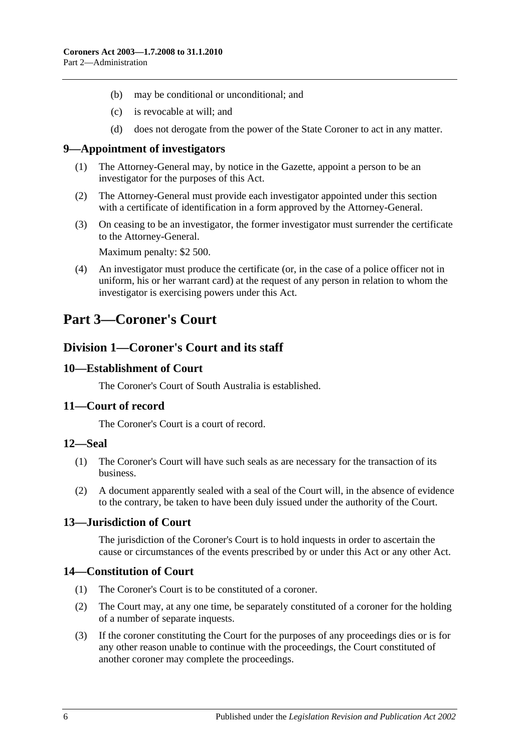(b) may be conditional or unconditional; and

(c) is revocable at will; and

(d) does not derogate from the power of the State Coroner to act in any matter.

### 9—Appointment of investigators

(1) The Attorney-General may, by notice in the Gazette, appoint a person to be an investigator for the purposes of this Act.

(2) The Attorney-General must provide each investigator appointed under this section with a certificate of identification in a form approved by the Attorney-General.

(3) On ceasing to be an investigator, the former investigator must surrender the certificate to the Attorney-General.

Maximum penalty: $2 500.

(4) An investigator must produce the certificate (or, in the case of a police officer not in uniform, his or her warrant card) at the request of any person in relation to whom the investigator is exercising powers under this Act.

# Part 3—Coroner's Court

## Division 1—Coroner's Court and its staff

### 10—Establishment of Court

The Coroner's Court of South Australia is established.

### 11—Court of record

The Coroner's Court is a court of record.

### 12—Seal

(1) The Coroner's Court will have such seals as are necessary for the transaction of its business.

(2) A document apparently sealed with a seal of the Court will, in the absence of evidence to the contrary, be taken to have been duly issued under the authority of the Court.

### 13—Jurisdiction of Court

The jurisdiction of the Coroner's Court is to hold inquests in order to ascertain the cause or circumstances of the events prescribed by or under this Act or any other Act.

### 14—Constitution of Court

(1) The Coroner's Court is to be constituted of a coroner.

(2) The Court may, at any one time, be separately constituted of a coroner for the holding of a number of separate inquests.

(3) If the coroner constituting the Court for the purposes of any proceedings dies or is for any other reason unable to continue with the proceedings, the Court constituted of another coroner may complete the proceedings.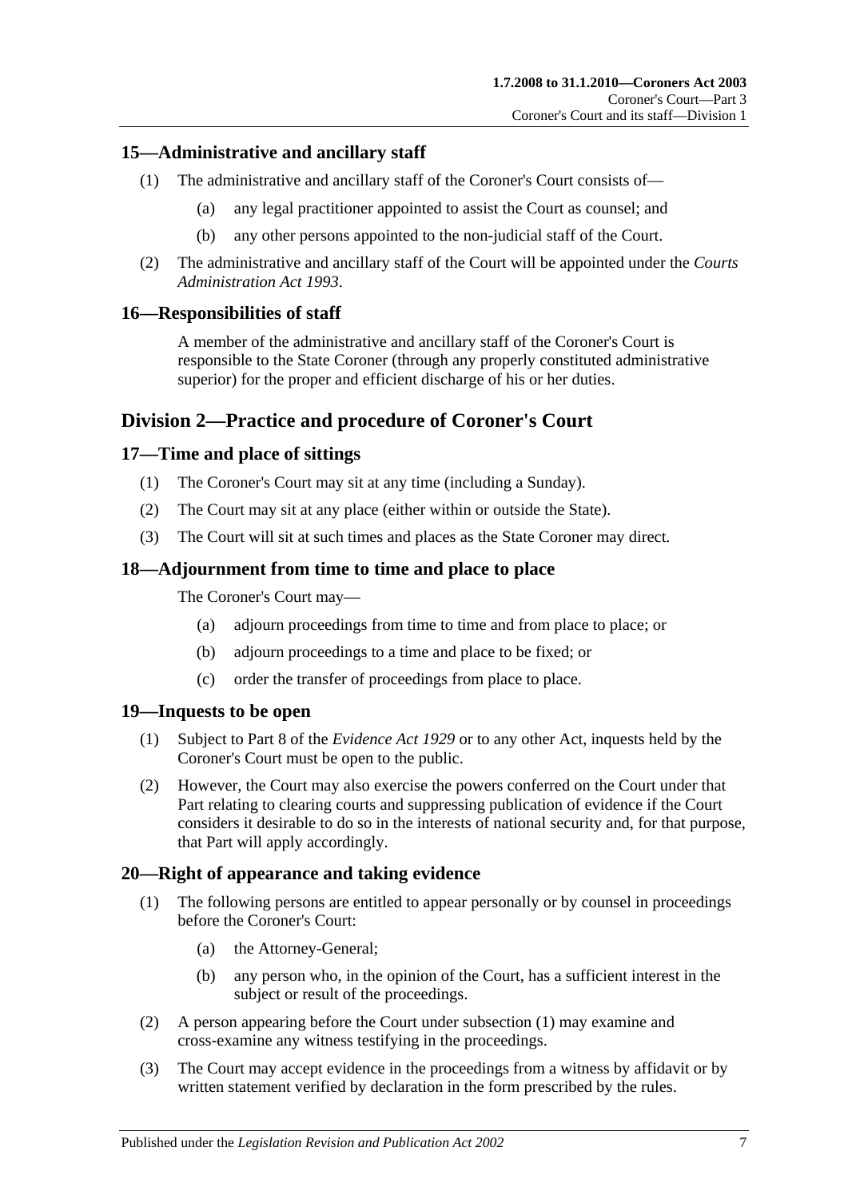## 15—Administrative and ancillary staff

(1) The administrative and ancillary staff of the Coroner's Court consists of—

(a) any legal practitioner appointed to assist the Court as counsel; and

(b) any other persons appointed to the non-judicial staff of the Court.

(2) The administrative and ancillary staff of the Court will be appointed under the *Courts Administration Act 1993*.

## 16—Responsibilities of staff

A member of the administrative and ancillary staff of the Coroner's Court is responsible to the State Coroner (through any properly constituted administrative superior) for the proper and efficient discharge of his or her duties.

# Division 2—Practice and procedure of Coroner's Court

## 17—Time and place of sittings

(1) The Coroner's Court may sit at any time (including a Sunday).

(2) The Court may sit at any place (either within or outside the State).

(3) The Court will sit at such times and places as the State Coroner may direct.

## 18—Adjournment from time to time and place to place

The Coroner's Court may—

(a) adjourn proceedings from time to time and from place to place; or

(b) adjourn proceedings to a time and place to be fixed; or

(c) order the transfer of proceedings from place to place.

## 19—Inquests to be open

(1) Subject to Part 8 of the *Evidence Act 1929* or to any other Act, inquests held by the Coroner's Court must be open to the public.

(2) However, the Court may also exercise the powers conferred on the Court under that Part relating to clearing courts and suppressing publication of evidence if the Court considers it desirable to do so in the interests of national security and, for that purpose, that Part will apply accordingly.

## 20—Right of appearance and taking evidence

(1) The following persons are entitled to appear personally or by counsel in proceedings before the Coroner's Court:

(a) the Attorney-General;

(b) any person who, in the opinion of the Court, has a sufficient interest in the subject or result of the proceedings.

(2) A person appearing before the Court under subsection (1) may examine and cross-examine any witness testifying in the proceedings.

(3) The Court may accept evidence in the proceedings from a witness by affidavit or by written statement verified by declaration in the form prescribed by the rules.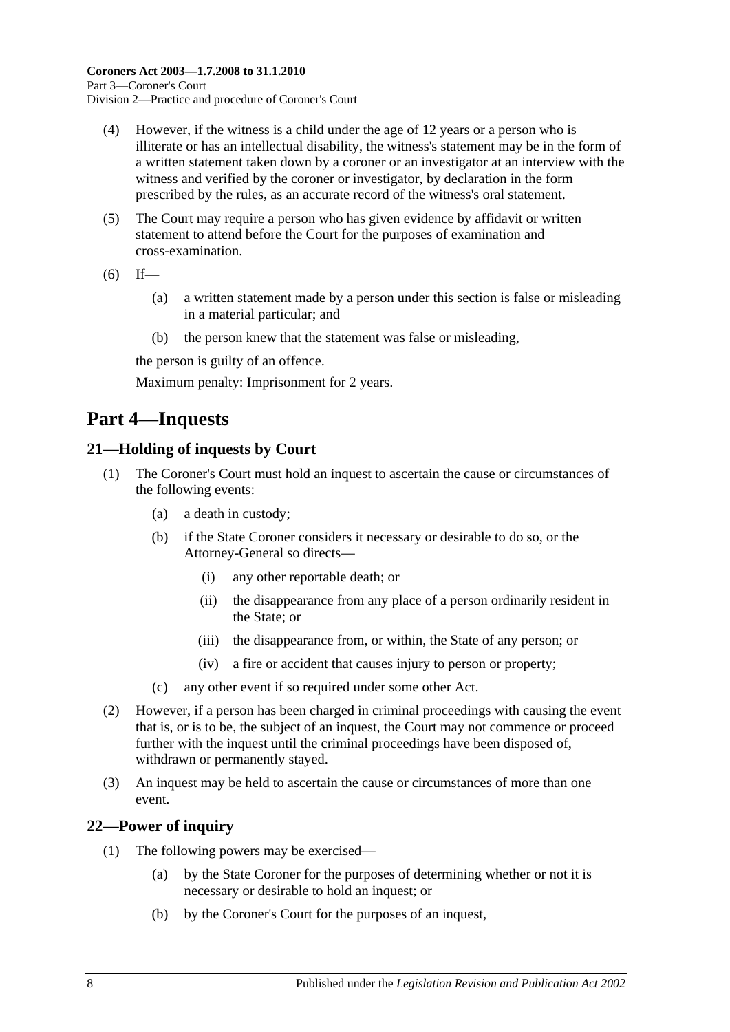(4) However, if the witness is a child under the age of 12 years or a person who is illiterate or has an intellectual disability, the witness's statement may be in the form of a written statement taken down by a coroner or an investigator at an interview with the witness and verified by the coroner or investigator, by declaration in the form prescribed by the rules, as an accurate record of the witness's oral statement.

(5) The Court may require a person who has given evidence by affidavit or written statement to attend before the Court for the purposes of examination and cross-examination.

(6) If—

(a) a written statement made by a person under this section is false or misleading in a material particular; and

(b) the person knew that the statement was false or misleading,

the person is guilty of an offence.

Maximum penalty: Imprisonment for 2 years.

# Part 4—Inquests

## 21—Holding of inquests by Court

(1) The Coroner's Court must hold an inquest to ascertain the cause or circumstances of the following events:

(a) a death in custody;

(b) if the State Coroner considers it necessary or desirable to do so, or the Attorney-General so directs—

(i) any other reportable death; or

(ii) the disappearance from any place of a person ordinarily resident in the State; or

(iii) the disappearance from, or within, the State of any person; or

(iv) a fire or accident that causes injury to person or property;

(c) any other event if so required under some other Act.

(2) However, if a person has been charged in criminal proceedings with causing the event that is, or is to be, the subject of an inquest, the Court may not commence or proceed further with the inquest until the criminal proceedings have been disposed of, withdrawn or permanently stayed.

(3) An inquest may be held to ascertain the cause or circumstances of more than one event.

## 22—Power of inquiry

(1) The following powers may be exercised—

(a) by the State Coroner for the purposes of determining whether or not it is necessary or desirable to hold an inquest; or

(b) by the Coroner's Court for the purposes of an inquest,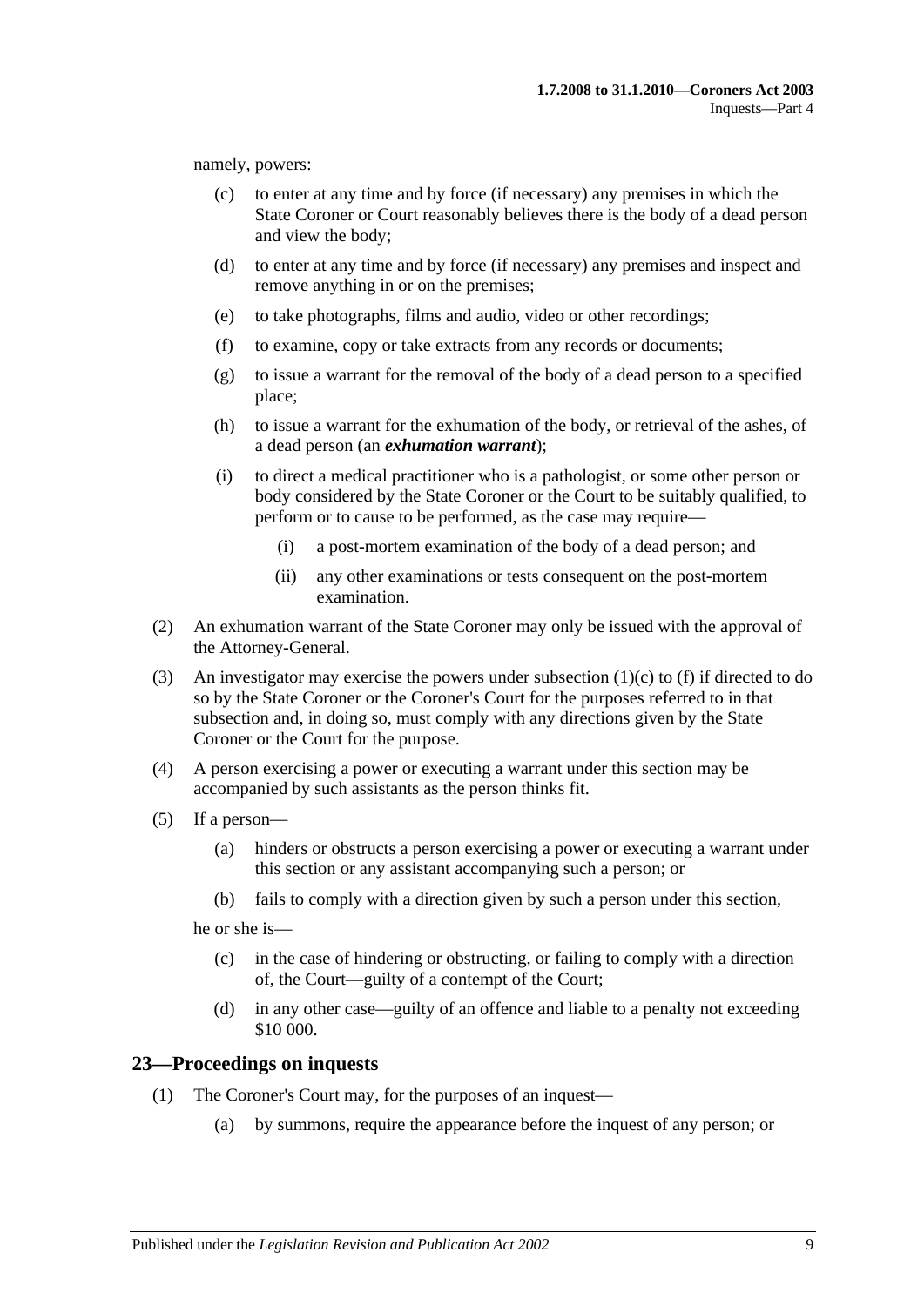namely, powers:

(c) to enter at any time and by force (if necessary) any premises in which the State Coroner or Court reasonably believes there is the body of a dead person and view the body;

(d) to enter at any time and by force (if necessary) any premises and inspect and remove anything in or on the premises;

(e) to take photographs, films and audio, video or other recordings;

(f) to examine, copy or take extracts from any records or documents;

(g) to issue a warrant for the removal of the body of a dead person to a specified place;

(h) to issue a warrant for the exhumation of the body, or retrieval of the ashes, of a dead person (an ***exhumation warrant***);

(i) to direct a medical practitioner who is a pathologist, or some other person or body considered by the State Coroner or the Court to be suitably qualified, to perform or to cause to be performed, as the case may require—

(i) a post-mortem examination of the body of a dead person; and

(ii) any other examinations or tests consequent on the post-mortem examination.

(2) An exhumation warrant of the State Coroner may only be issued with the approval of the Attorney-General.

(3) An investigator may exercise the powers under subsection (1)(c) to (f) if directed to do so by the State Coroner or the Coroner's Court for the purposes referred to in that subsection and, in doing so, must comply with any directions given by the State Coroner or the Court for the purpose.

(4) A person exercising a power or executing a warrant under this section may be accompanied by such assistants as the person thinks fit.

(5) If a person—

(a) hinders or obstructs a person exercising a power or executing a warrant under this section or any assistant accompanying such a person; or

(b) fails to comply with a direction given by such a person under this section,

he or she is—

(c) in the case of hindering or obstructing, or failing to comply with a direction of, the Court—guilty of a contempt of the Court;

(d) in any other case—guilty of an offence and liable to a penalty not exceeding $10 000.

## 23—Proceedings on inquests

(1) The Coroner's Court may, for the purposes of an inquest—

(a) by summons, require the appearance before the inquest of any person; or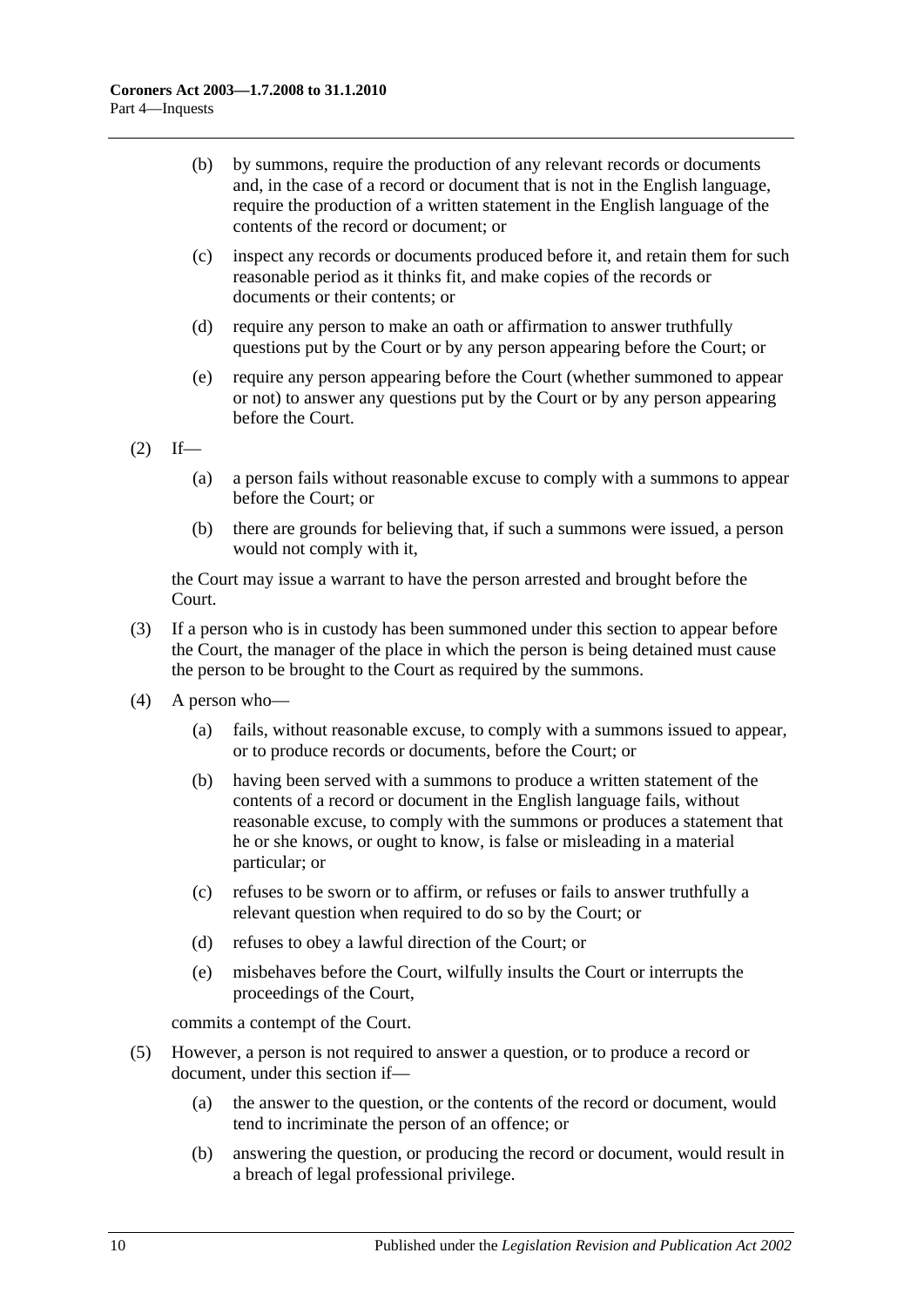(b) by summons, require the production of any relevant records or documents and, in the case of a record or document that is not in the English language, require the production of a written statement in the English language of the contents of the record or document; or

(c) inspect any records or documents produced before it, and retain them for such reasonable period as it thinks fit, and make copies of the records or documents or their contents; or

(d) require any person to make an oath or affirmation to answer truthfully questions put by the Court or by any person appearing before the Court; or

(e) require any person appearing before the Court (whether summoned to appear or not) to answer any questions put by the Court or by any person appearing before the Court.

(2) If—

(a) a person fails without reasonable excuse to comply with a summons to appear before the Court; or

(b) there are grounds for believing that, if such a summons were issued, a person would not comply with it,

the Court may issue a warrant to have the person arrested and brought before the Court.

(3) If a person who is in custody has been summoned under this section to appear before the Court, the manager of the place in which the person is being detained must cause the person to be brought to the Court as required by the summons.

(4) A person who—

(a) fails, without reasonable excuse, to comply with a summons issued to appear, or to produce records or documents, before the Court; or

(b) having been served with a summons to produce a written statement of the contents of a record or document in the English language fails, without reasonable excuse, to comply with the summons or produces a statement that he or she knows, or ought to know, is false or misleading in a material particular; or

(c) refuses to be sworn or to affirm, or refuses or fails to answer truthfully a relevant question when required to do so by the Court; or

(d) refuses to obey a lawful direction of the Court; or

(e) misbehaves before the Court, wilfully insults the Court or interrupts the proceedings of the Court,

commits a contempt of the Court.

(5) However, a person is not required to answer a question, or to produce a record or document, under this section if—

(a) the answer to the question, or the contents of the record or document, would tend to incriminate the person of an offence; or

(b) answering the question, or producing the record or document, would result in a breach of legal professional privilege.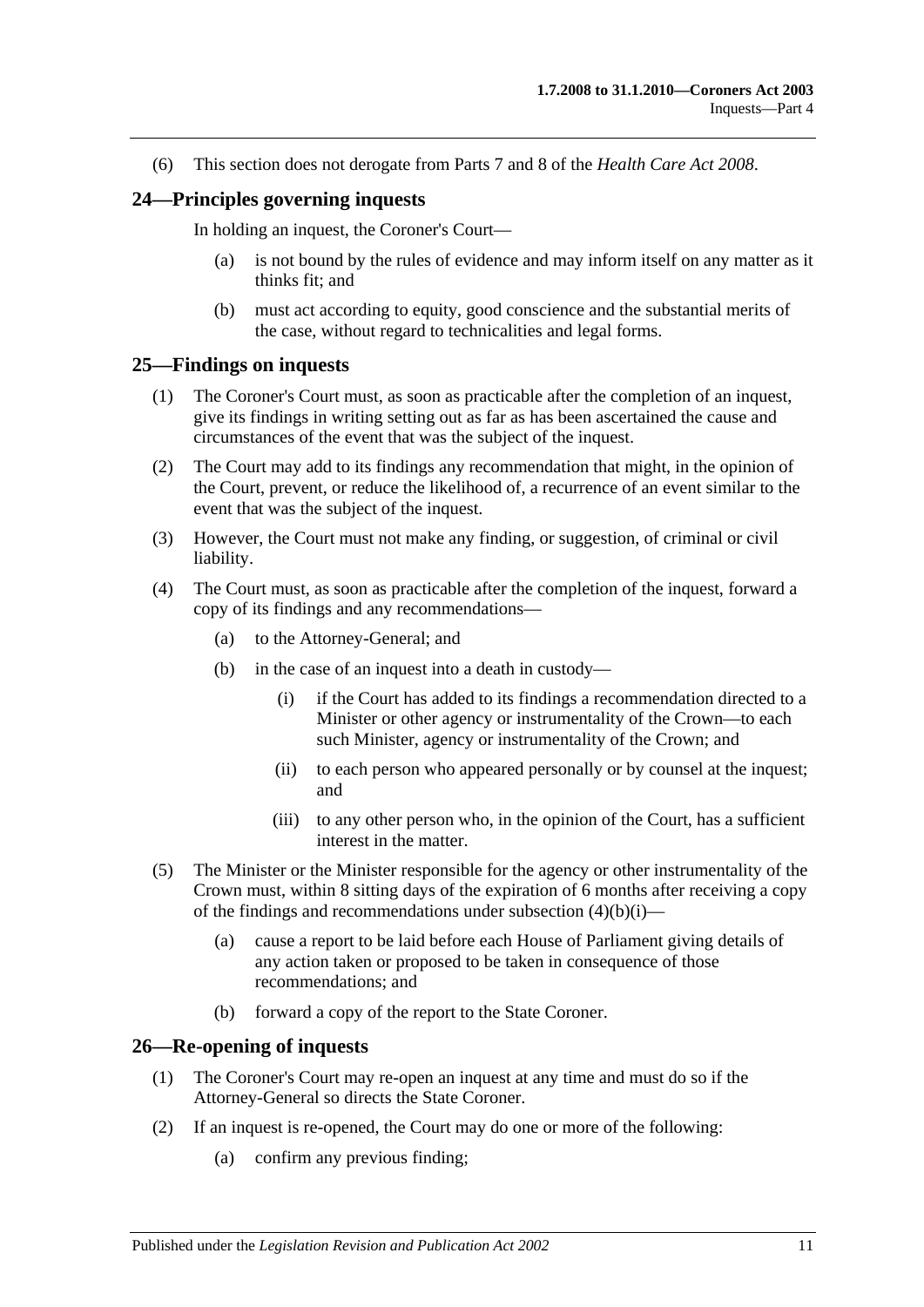(6) This section does not derogate from Parts 7 and 8 of the *Health Care Act 2008*.

## 24—Principles governing inquests

In holding an inquest, the Coroner's Court—

(a) is not bound by the rules of evidence and may inform itself on any matter as it thinks fit; and

(b) must act according to equity, good conscience and the substantial merits of the case, without regard to technicalities and legal forms.

## 25—Findings on inquests

(1) The Coroner's Court must, as soon as practicable after the completion of an inquest, give its findings in writing setting out as far as has been ascertained the cause and circumstances of the event that was the subject of the inquest.

(2) The Court may add to its findings any recommendation that might, in the opinion of the Court, prevent, or reduce the likelihood of, a recurrence of an event similar to the event that was the subject of the inquest.

(3) However, the Court must not make any finding, or suggestion, of criminal or civil liability.

(4) The Court must, as soon as practicable after the completion of the inquest, forward a copy of its findings and any recommendations—

(a) to the Attorney-General; and

(b) in the case of an inquest into a death in custody—

(i) if the Court has added to its findings a recommendation directed to a Minister or other agency or instrumentality of the Crown—to each such Minister, agency or instrumentality of the Crown; and

(ii) to each person who appeared personally or by counsel at the inquest; and

(iii) to any other person who, in the opinion of the Court, has a sufficient interest in the matter.

(5) The Minister or the Minister responsible for the agency or other instrumentality of the Crown must, within 8 sitting days of the expiration of 6 months after receiving a copy of the findings and recommendations under subsection (4)(b)(i)—

(a) cause a report to be laid before each House of Parliament giving details of any action taken or proposed to be taken in consequence of those recommendations; and

(b) forward a copy of the report to the State Coroner.

## 26—Re-opening of inquests

(1) The Coroner's Court may re-open an inquest at any time and must do so if the Attorney-General so directs the State Coroner.

(2) If an inquest is re-opened, the Court may do one or more of the following:

(a) confirm any previous finding;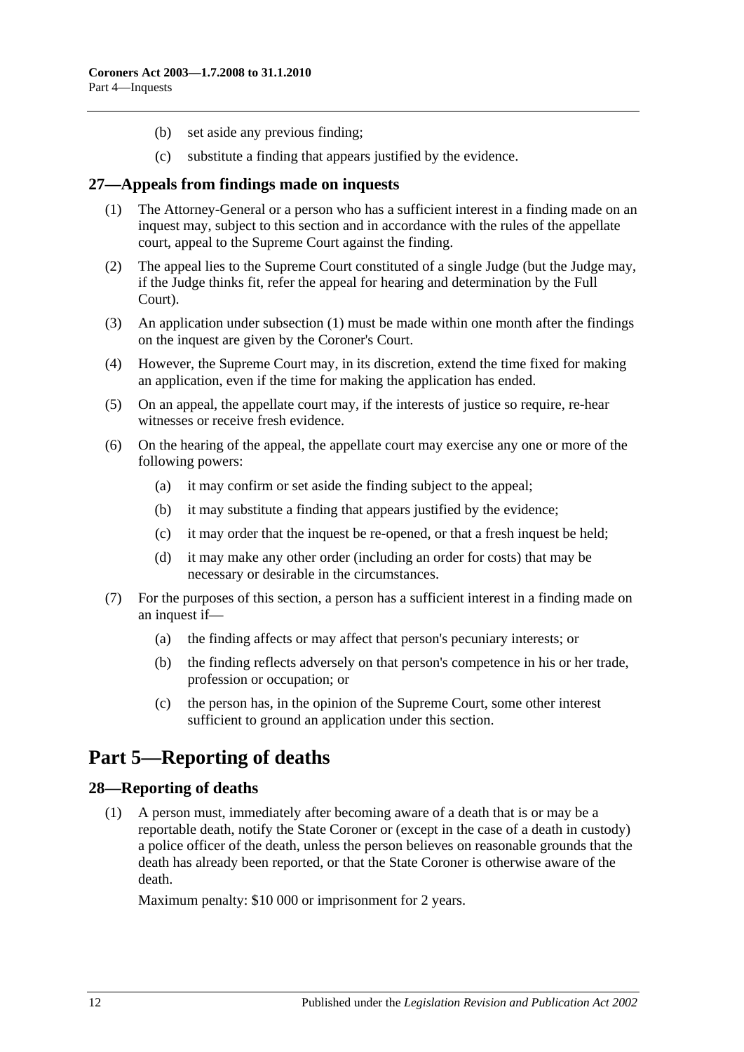(b) set aside any previous finding;

(c) substitute a finding that appears justified by the evidence.

## 27—Appeals from findings made on inquests

(1) The Attorney-General or a person who has a sufficient interest in a finding made on an inquest may, subject to this section and in accordance with the rules of the appellate court, appeal to the Supreme Court against the finding.

(2) The appeal lies to the Supreme Court constituted of a single Judge (but the Judge may, if the Judge thinks fit, refer the appeal for hearing and determination by the Full Court).

(3) An application under subsection (1) must be made within one month after the findings on the inquest are given by the Coroner's Court.

(4) However, the Supreme Court may, in its discretion, extend the time fixed for making an application, even if the time for making the application has ended.

(5) On an appeal, the appellate court may, if the interests of justice so require, re-hear witnesses or receive fresh evidence.

(6) On the hearing of the appeal, the appellate court may exercise any one or more of the following powers:

(a) it may confirm or set aside the finding subject to the appeal;

(b) it may substitute a finding that appears justified by the evidence;

(c) it may order that the inquest be re-opened, or that a fresh inquest be held;

(d) it may make any other order (including an order for costs) that may be necessary or desirable in the circumstances.

(7) For the purposes of this section, a person has a sufficient interest in a finding made on an inquest if—

(a) the finding affects or may affect that person's pecuniary interests; or

(b) the finding reflects adversely on that person's competence in his or her trade, profession or occupation; or

(c) the person has, in the opinion of the Supreme Court, some other interest sufficient to ground an application under this section.

# Part 5—Reporting of deaths

## 28—Reporting of deaths

(1) A person must, immediately after becoming aware of a death that is or may be a reportable death, notify the State Coroner or (except in the case of a death in custody) a police officer of the death, unless the person believes on reasonable grounds that the death has already been reported, or that the State Coroner is otherwise aware of the death.

Maximum penalty: $10 000 or imprisonment for 2 years.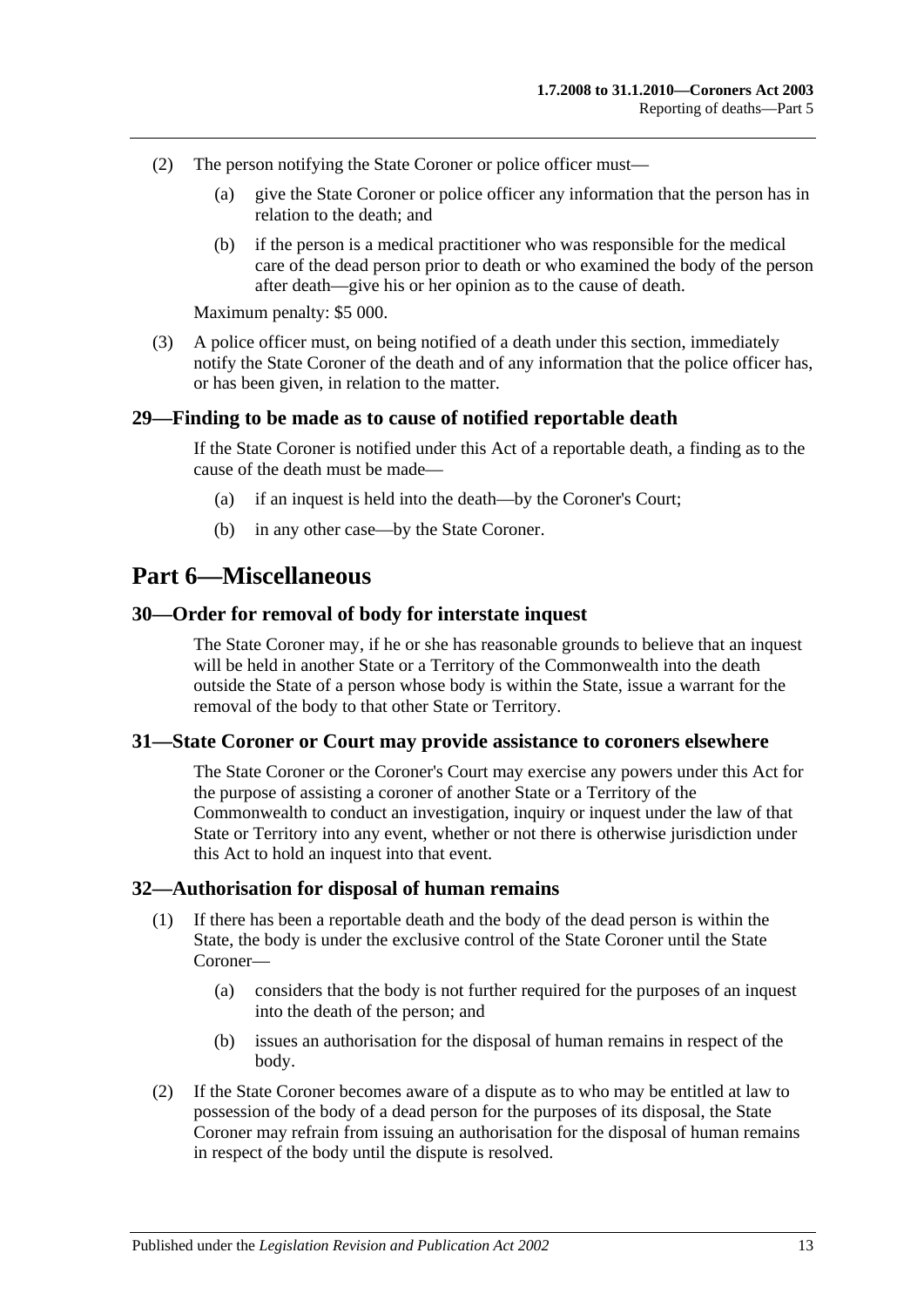(2) The person notifying the State Coroner or police officer must—

(a) give the State Coroner or police officer any information that the person has in relation to the death; and

(b) if the person is a medical practitioner who was responsible for the medical care of the dead person prior to death or who examined the body of the person after death—give his or her opinion as to the cause of death.

Maximum penalty: $5 000.

(3) A police officer must, on being notified of a death under this section, immediately notify the State Coroner of the death and of any information that the police officer has, or has been given, in relation to the matter.

### 29—Finding to be made as to cause of notified reportable death

If the State Coroner is notified under this Act of a reportable death, a finding as to the cause of the death must be made—

(a) if an inquest is held into the death—by the Coroner's Court;

(b) in any other case—by the State Coroner.

## Part 6—Miscellaneous

### 30—Order for removal of body for interstate inquest

The State Coroner may, if he or she has reasonable grounds to believe that an inquest will be held in another State or a Territory of the Commonwealth into the death outside the State of a person whose body is within the State, issue a warrant for the removal of the body to that other State or Territory.

### 31—State Coroner or Court may provide assistance to coroners elsewhere

The State Coroner or the Coroner's Court may exercise any powers under this Act for the purpose of assisting a coroner of another State or a Territory of the Commonwealth to conduct an investigation, inquiry or inquest under the law of that State or Territory into any event, whether or not there is otherwise jurisdiction under this Act to hold an inquest into that event.

### 32—Authorisation for disposal of human remains

(1) If there has been a reportable death and the body of the dead person is within the State, the body is under the exclusive control of the State Coroner until the State Coroner—

(a) considers that the body is not further required for the purposes of an inquest into the death of the person; and

(b) issues an authorisation for the disposal of human remains in respect of the body.

(2) If the State Coroner becomes aware of a dispute as to who may be entitled at law to possession of the body of a dead person for the purposes of its disposal, the State Coroner may refrain from issuing an authorisation for the disposal of human remains in respect of the body until the dispute is resolved.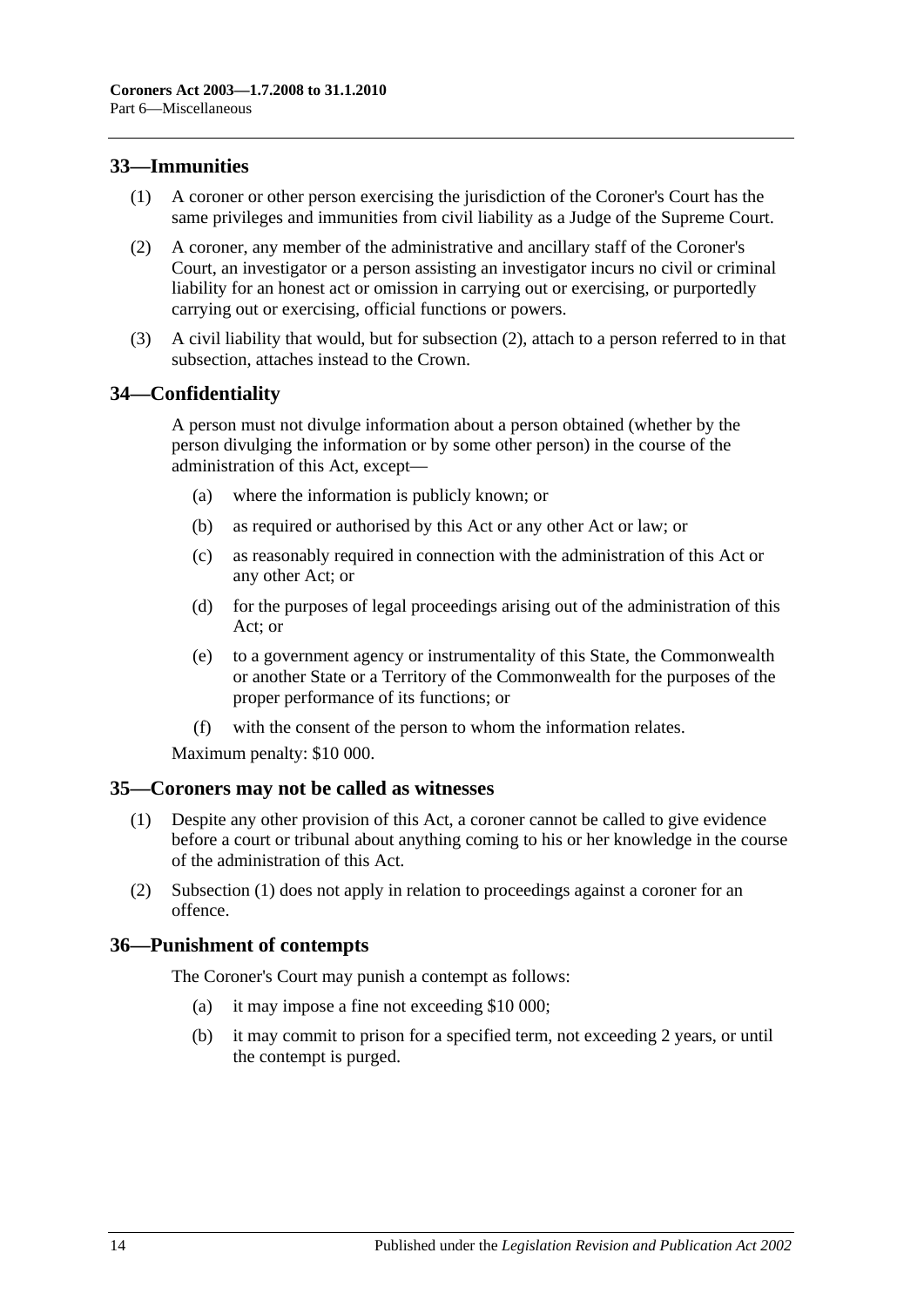## 33—Immunities

(1) A coroner or other person exercising the jurisdiction of the Coroner's Court has the same privileges and immunities from civil liability as a Judge of the Supreme Court.

(2) A coroner, any member of the administrative and ancillary staff of the Coroner's Court, an investigator or a person assisting an investigator incurs no civil or criminal liability for an honest act or omission in carrying out or exercising, or purportedly carrying out or exercising, official functions or powers.

(3) A civil liability that would, but for subsection (2), attach to a person referred to in that subsection, attaches instead to the Crown.

## 34—Confidentiality

A person must not divulge information about a person obtained (whether by the person divulging the information or by some other person) in the course of the administration of this Act, except—

(a) where the information is publicly known; or

(b) as required or authorised by this Act or any other Act or law; or

(c) as reasonably required in connection with the administration of this Act or any other Act; or

(d) for the purposes of legal proceedings arising out of the administration of this Act; or

(e) to a government agency or instrumentality of this State, the Commonwealth or another State or a Territory of the Commonwealth for the purposes of the proper performance of its functions; or

(f) with the consent of the person to whom the information relates.

Maximum penalty: $10 000.

## 35—Coroners may not be called as witnesses

(1) Despite any other provision of this Act, a coroner cannot be called to give evidence before a court or tribunal about anything coming to his or her knowledge in the course of the administration of this Act.

(2) Subsection (1) does not apply in relation to proceedings against a coroner for an offence.

## 36—Punishment of contempts

The Coroner's Court may punish a contempt as follows:

(a) it may impose a fine not exceeding $10 000;

(b) it may commit to prison for a specified term, not exceeding 2 years, or until the contempt is purged.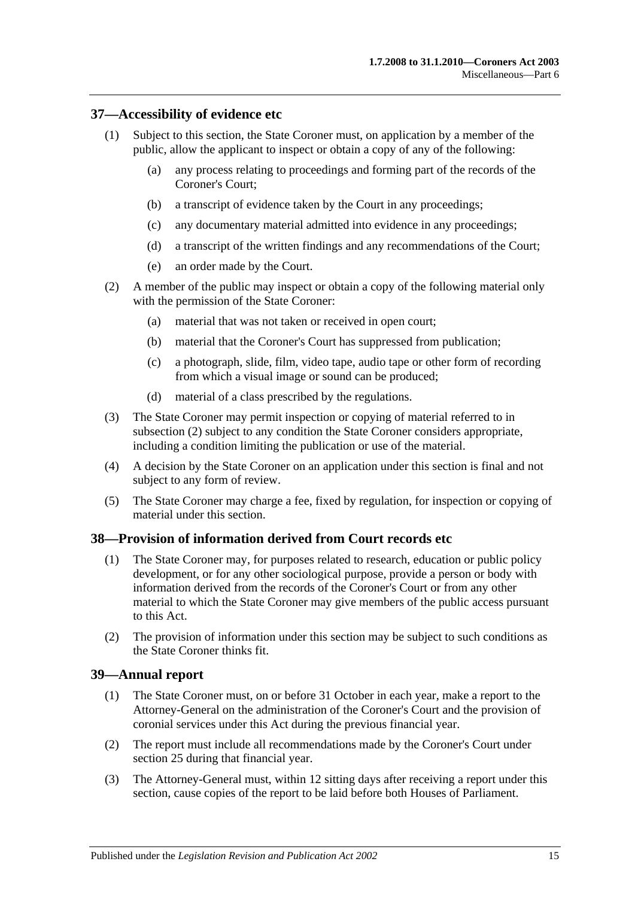## 37—Accessibility of evidence etc

(1) Subject to this section, the State Coroner must, on application by a member of the public, allow the applicant to inspect or obtain a copy of any of the following:

(a) any process relating to proceedings and forming part of the records of the Coroner's Court;

(b) a transcript of evidence taken by the Court in any proceedings;

(c) any documentary material admitted into evidence in any proceedings;

(d) a transcript of the written findings and any recommendations of the Court;

(e) an order made by the Court.

(2) A member of the public may inspect or obtain a copy of the following material only with the permission of the State Coroner:

(a) material that was not taken or received in open court;

(b) material that the Coroner's Court has suppressed from publication;

(c) a photograph, slide, film, video tape, audio tape or other form of recording from which a visual image or sound can be produced;

(d) material of a class prescribed by the regulations.

(3) The State Coroner may permit inspection or copying of material referred to in subsection (2) subject to any condition the State Coroner considers appropriate, including a condition limiting the publication or use of the material.

(4) A decision by the State Coroner on an application under this section is final and not subject to any form of review.

(5) The State Coroner may charge a fee, fixed by regulation, for inspection or copying of material under this section.

## 38—Provision of information derived from Court records etc

(1) The State Coroner may, for purposes related to research, education or public policy development, or for any other sociological purpose, provide a person or body with information derived from the records of the Coroner's Court or from any other material to which the State Coroner may give members of the public access pursuant to this Act.

(2) The provision of information under this section may be subject to such conditions as the State Coroner thinks fit.

## 39—Annual report

(1) The State Coroner must, on or before 31 October in each year, make a report to the Attorney-General on the administration of the Coroner's Court and the provision of coronial services under this Act during the previous financial year.

(2) The report must include all recommendations made by the Coroner's Court under section 25 during that financial year.

(3) The Attorney-General must, within 12 sitting days after receiving a report under this section, cause copies of the report to be laid before both Houses of Parliament.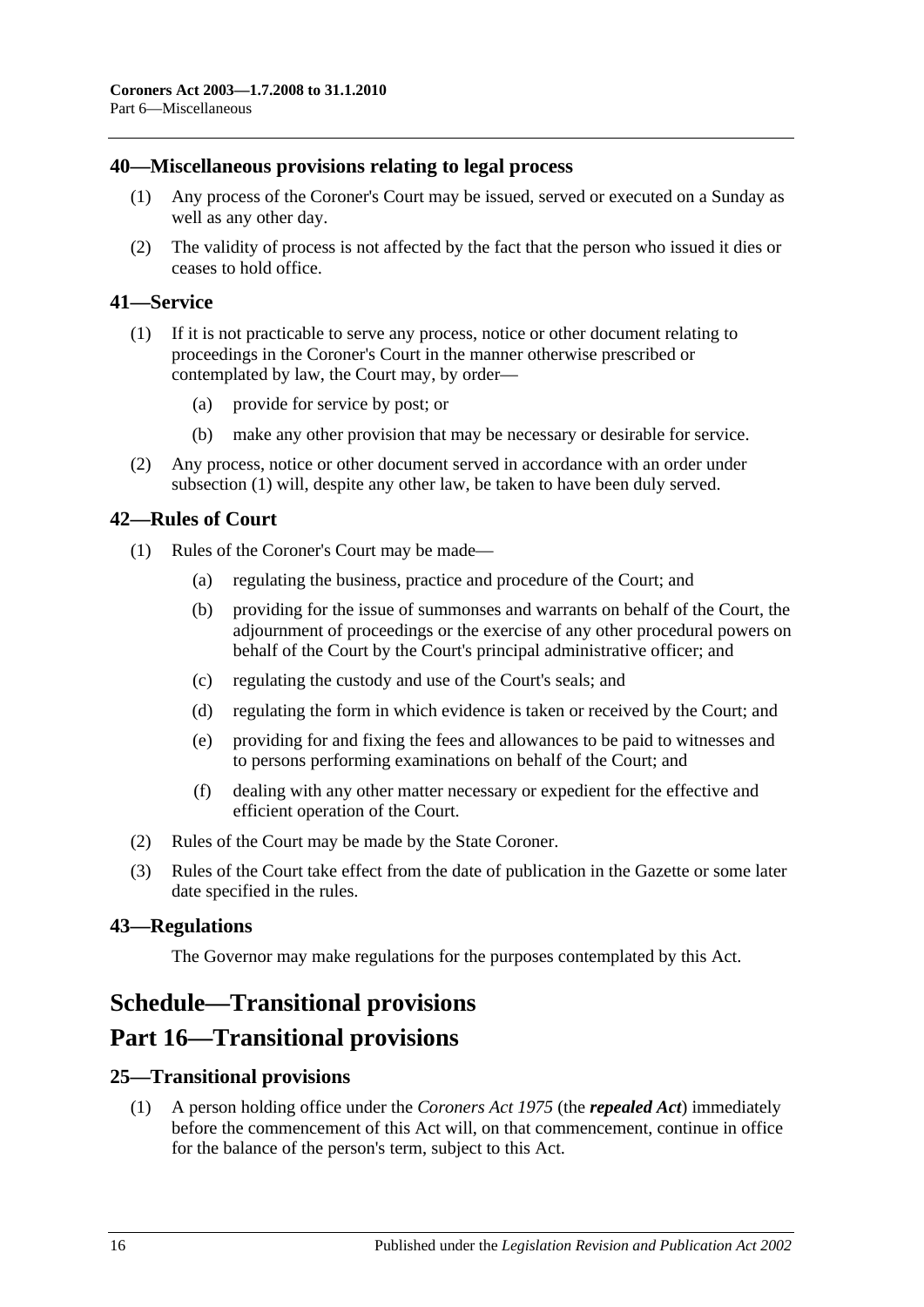## 40—Miscellaneous provisions relating to legal process

(1) Any process of the Coroner's Court may be issued, served or executed on a Sunday as well as any other day.

(2) The validity of process is not affected by the fact that the person who issued it dies or ceases to hold office.

## 41—Service

(1) If it is not practicable to serve any process, notice or other document relating to proceedings in the Coroner's Court in the manner otherwise prescribed or contemplated by law, the Court may, by order—

(a) provide for service by post; or

(b) make any other provision that may be necessary or desirable for service.

(2) Any process, notice or other document served in accordance with an order under subsection (1) will, despite any other law, be taken to have been duly served.

## 42—Rules of Court

(1) Rules of the Coroner's Court may be made—

(a) regulating the business, practice and procedure of the Court; and

(b) providing for the issue of summonses and warrants on behalf of the Court, the adjournment of proceedings or the exercise of any other procedural powers on behalf of the Court by the Court's principal administrative officer; and

(c) regulating the custody and use of the Court's seals; and

(d) regulating the form in which evidence is taken or received by the Court; and

(e) providing for and fixing the fees and allowances to be paid to witnesses and to persons performing examinations on behalf of the Court; and

(f) dealing with any other matter necessary or expedient for the effective and efficient operation of the Court.

(2) Rules of the Court may be made by the State Coroner.

(3) Rules of the Court take effect from the date of publication in the Gazette or some later date specified in the rules.

## 43—Regulations

The Governor may make regulations for the purposes contemplated by this Act.

# Schedule—Transitional provisions

# Part 16—Transitional provisions

## 25—Transitional provisions

(1) A person holding office under the *Coroners Act 1975* (the ***repealed Act***) immediately before the commencement of this Act will, on that commencement, continue in office for the balance of the person's term, subject to this Act.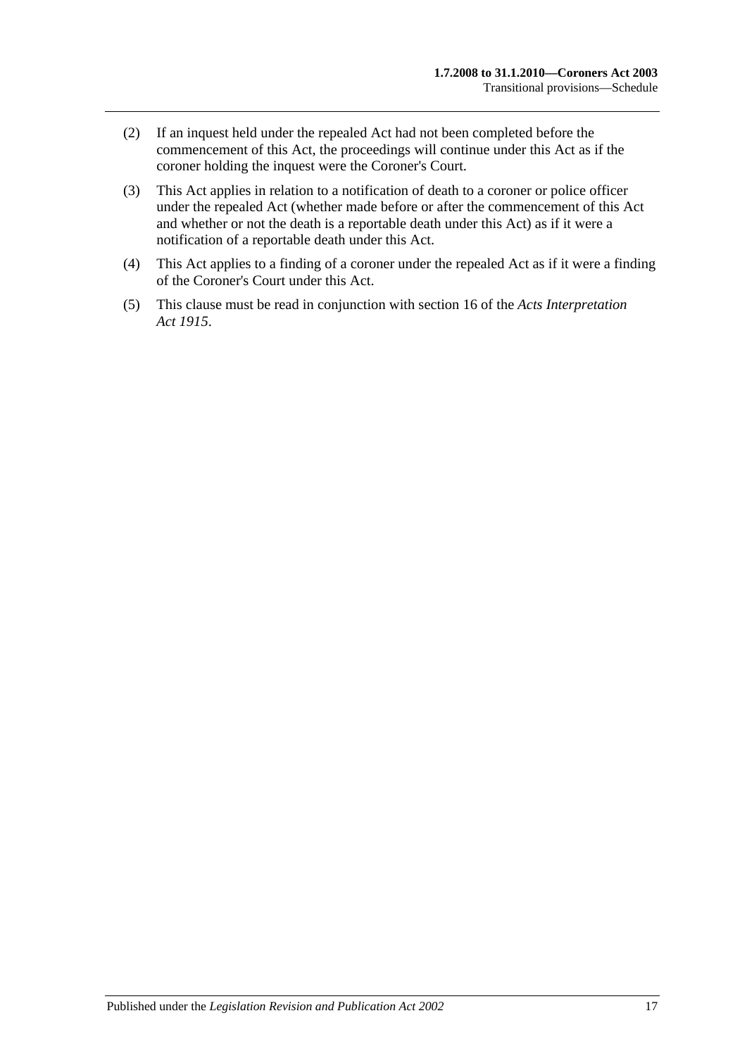(2) If an inquest held under the repealed Act had not been completed before the commencement of this Act, the proceedings will continue under this Act as if the coroner holding the inquest were the Coroner's Court.

(3) This Act applies in relation to a notification of death to a coroner or police officer under the repealed Act (whether made before or after the commencement of this Act and whether or not the death is a reportable death under this Act) as if it were a notification of a reportable death under this Act.

(4) This Act applies to a finding of a coroner under the repealed Act as if it were a finding of the Coroner's Court under this Act.

(5) This clause must be read in conjunction with section 16 of the *Acts Interpretation Act 1915*.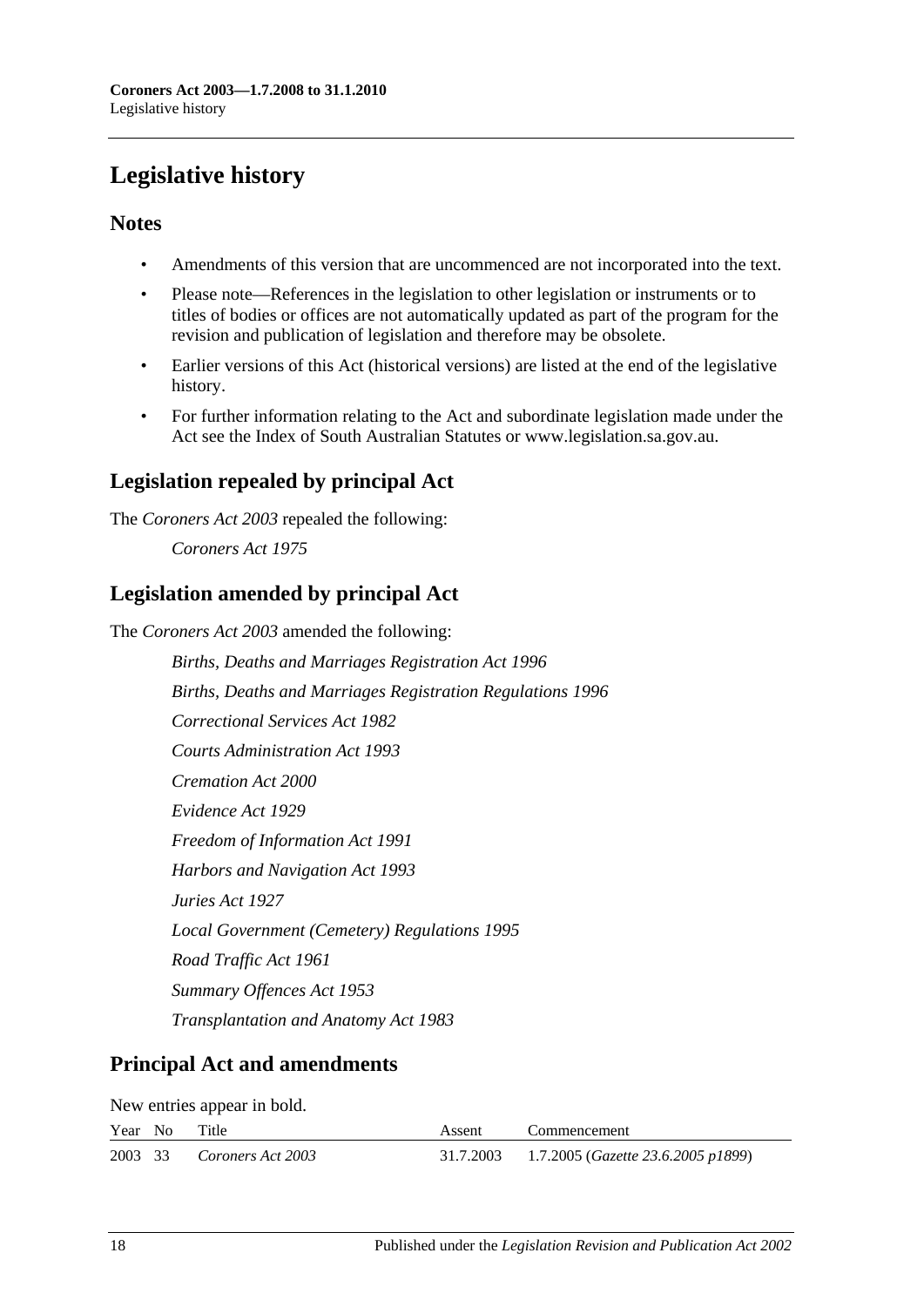# Legislative history

## Notes

- Amendments of this version that are uncommenced are not incorporated into the text.
- Please note—References in the legislation to other legislation or instruments or to titles of bodies or offices are not automatically updated as part of the program for the revision and publication of legislation and therefore may be obsolete.
- Earlier versions of this Act (historical versions) are listed at the end of the legislative history.
- For further information relating to the Act and subordinate legislation made under the Act see the Index of South Australian Statutes or www.legislation.sa.gov.au.

## Legislation repealed by principal Act

The *Coroners Act 2003* repealed the following:

*Coroners Act 1975*

## Legislation amended by principal Act

The *Coroners Act 2003* amended the following:

*Births, Deaths and Marriages Registration Act 1996*

*Births, Deaths and Marriages Registration Regulations 1996*

*Correctional Services Act 1982*

*Courts Administration Act 1993*

*Cremation Act 2000*

*Evidence Act 1929*

*Freedom of Information Act 1991*

*Harbors and Navigation Act 1993*

*Juries Act 1927*

*Local Government (Cemetery) Regulations 1995*

*Road Traffic Act 1961*

*Summary Offences Act 1953*

*Transplantation and Anatomy Act 1983*

## Principal Act and amendments

New entries appear in bold.

| Year | No | Title | Assent | Commencement |
|---|---|---|---|---|
| 2003 | 33 | *Coroners Act 2003* | 31.7.2003 | 1.7.2005 (*Gazette 23.6.2005 p1899*) |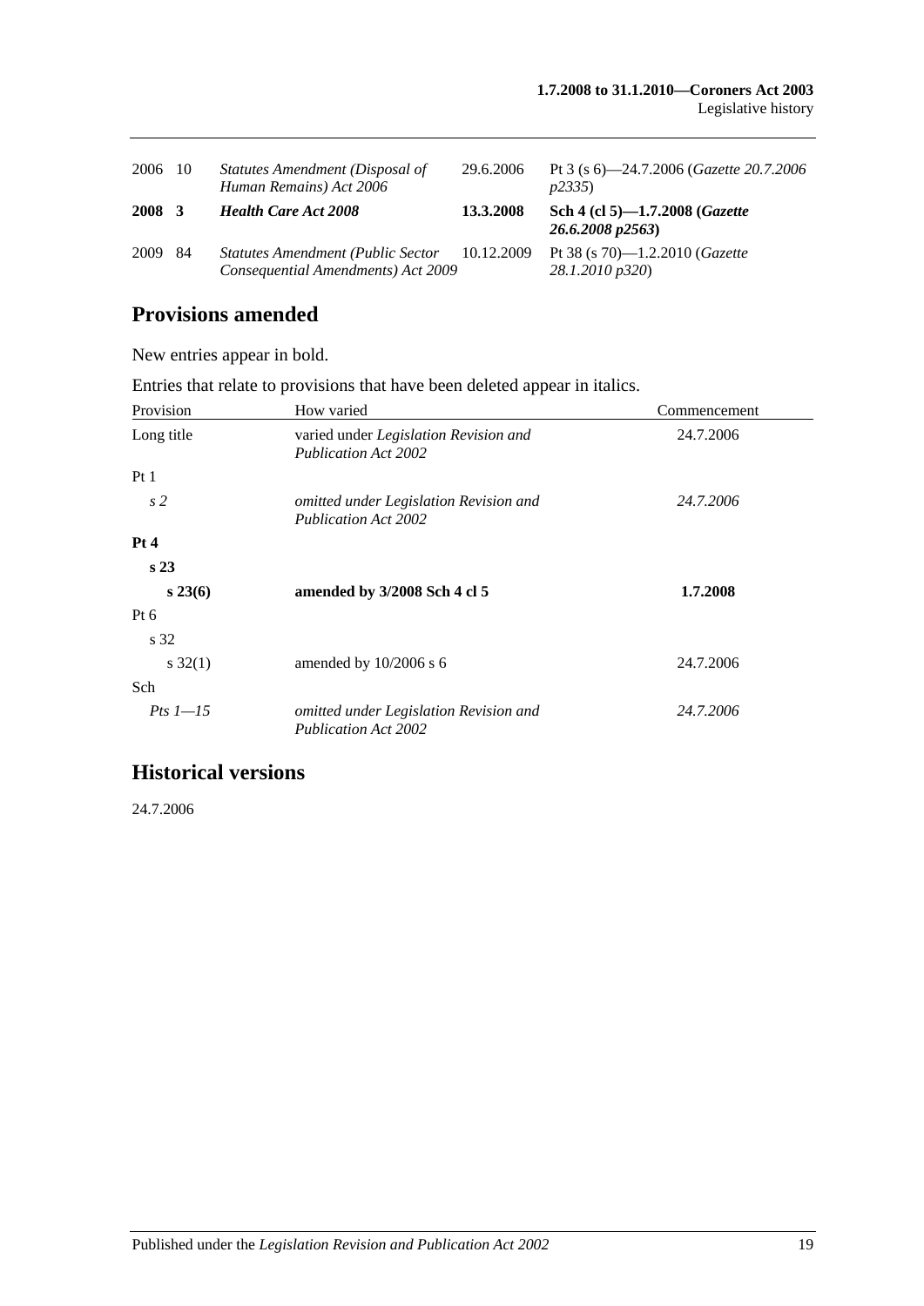| | | | | |
|---|---|---|---|---|
| 2006 | 10 | *Statutes Amendment (Disposal of Human Remains) Act 2006* | 29.6.2006 | Pt 3 (s 6)—24.7.2006 (*Gazette 20.7.2006 p2335*) |
| **2008** | **3** | ***Health Care Act 2008*** | **13.3.2008** | **Sch 4 (cl 5)—1.7.2008 (*Gazette 26.6.2008 p2563*)** |
| 2009 | 84 | *Statutes Amendment (Public Sector Consequential Amendments) Act 2009* | 10.12.2009 | Pt 38 (s 70)—1.2.2010 (*Gazette 28.1.2010 p320*) |

## Provisions amended

New entries appear in bold.

Entries that relate to provisions that have been deleted appear in italics.

| Provision | How varied | Commencement |
|---|---|---|
| Long title | varied under *Legislation Revision and Publication Act 2002* | 24.7.2006 |
| Pt 1 | | |
| *s 2* | *omitted under Legislation Revision and Publication Act 2002* | *24.7.2006* |
| **Pt 4** | | |
| **s 23** | | |
| **s 23(6)** | **amended by 3/2008 Sch 4 cl 5** | **1.7.2008** |
| Pt 6 | | |
| s 32 | | |
| s 32(1) | amended by 10/2006 s 6 | 24.7.2006 |
| Sch | | |
| *Pts 1—15* | *omitted under Legislation Revision and Publication Act 2002* | *24.7.2006* |

## Historical versions

24.7.2006